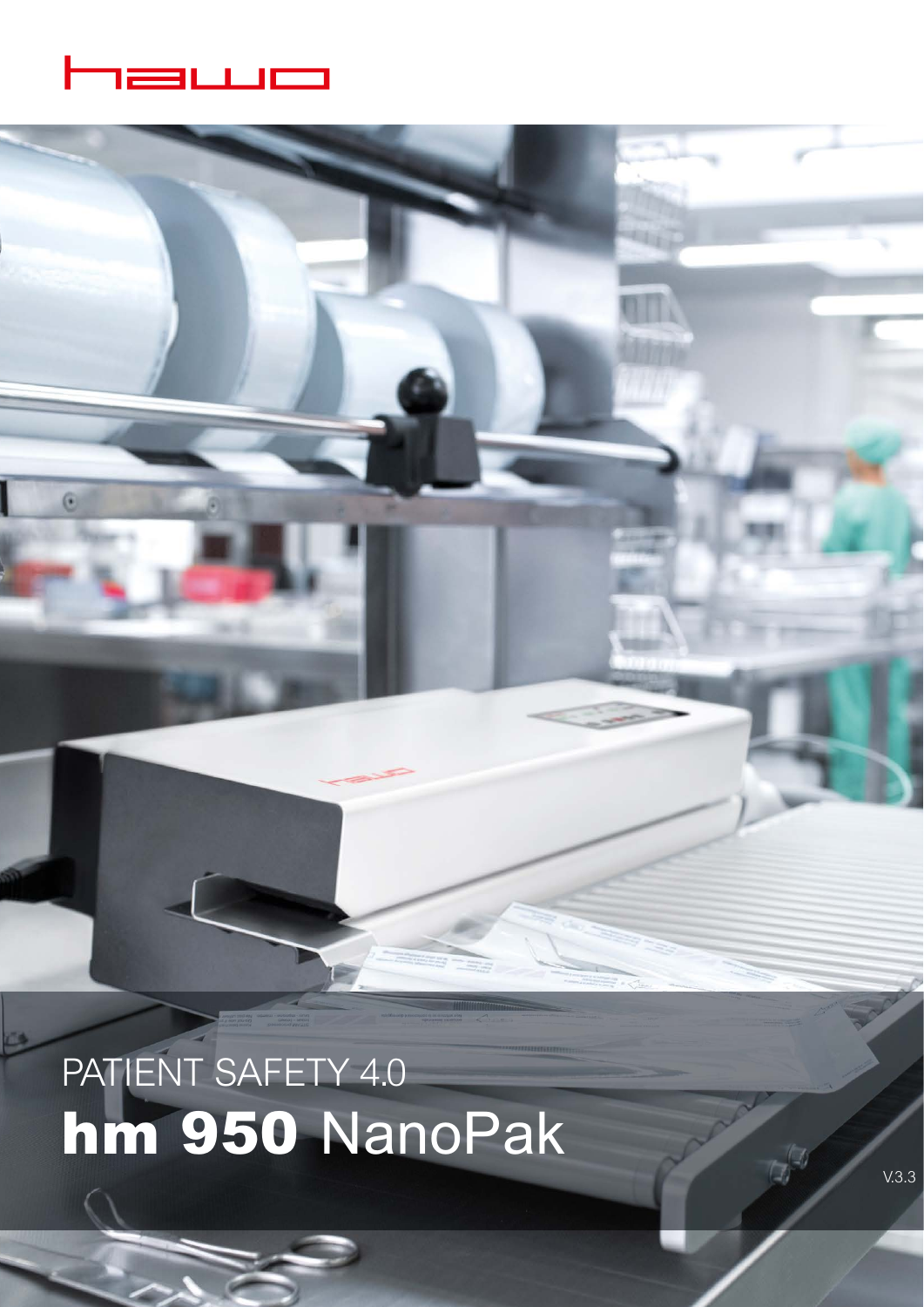hawo

PATIENT SAFETY 4.0

# **hm 950** NanoPak

V.3.3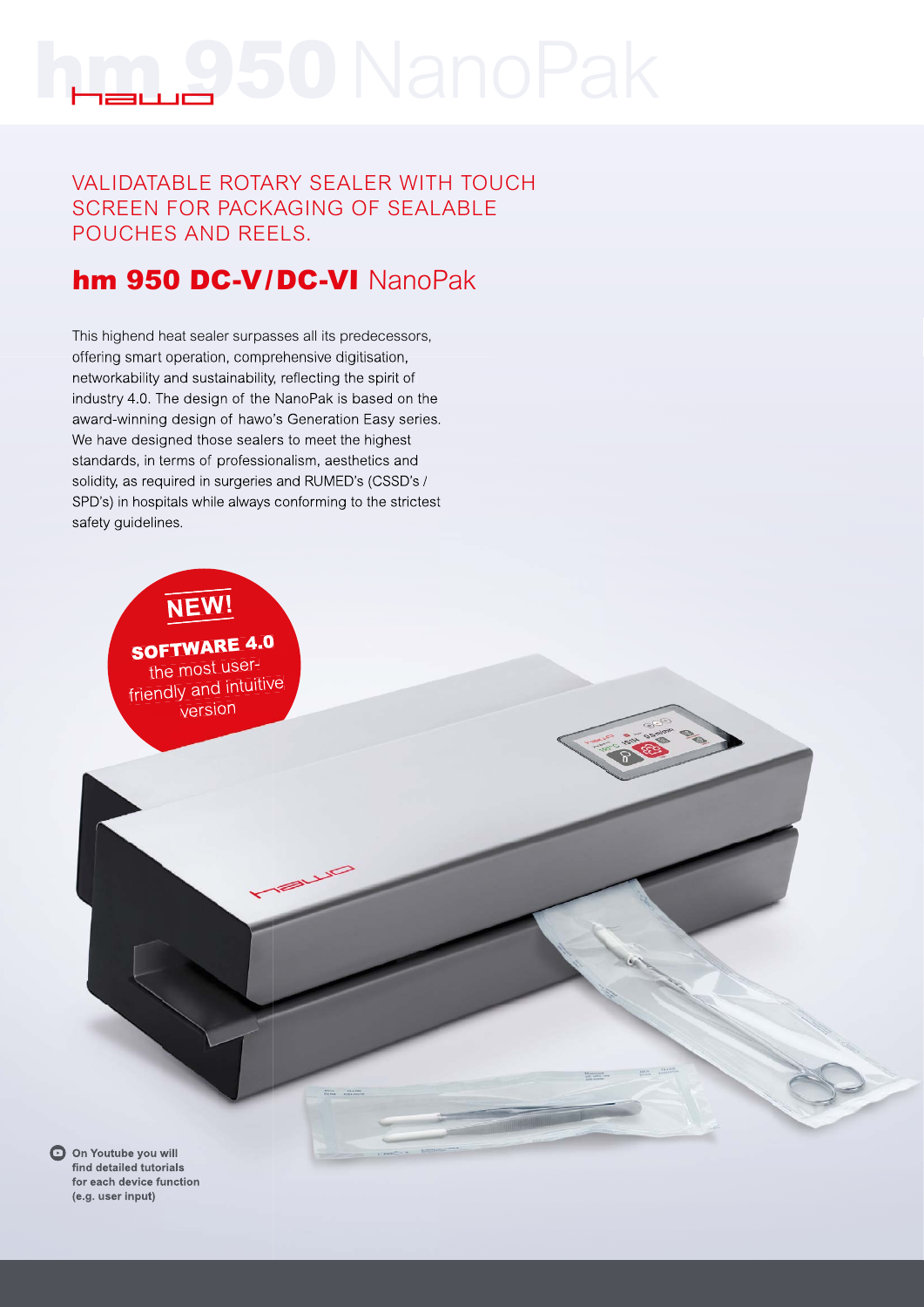# hm 950 NanoPak

VALIDATABLE ROTARY SEALER WITH TOUCH SCREEN FOR PACKAGING OF SEALABLE POUCHES AND REELS.

## hm 950 DC-V/DC-VI NanoPak

This highend heat sealer surpasses all its predecessors, offering smart operation, comprehensive digitisation, networkability and sustainability, reflecting the spirit of industry 4.0. The design of the NanoPak is based on the award-winning design of hawo's Generation Easy series. We have designed those sealers to meet the highest standards, in terms of professionalism, aesthetics and solidity, as required in surgeries and RUMED's (CSSD's / SPD's) in hospitals while always conforming to the strictest safety guidelines.

**NEW!**

**SOFTWARE 4.0** the most user-friendly and intuitive version

**On Youtube you will find detailed tutorials for each device function (e.g. user input)**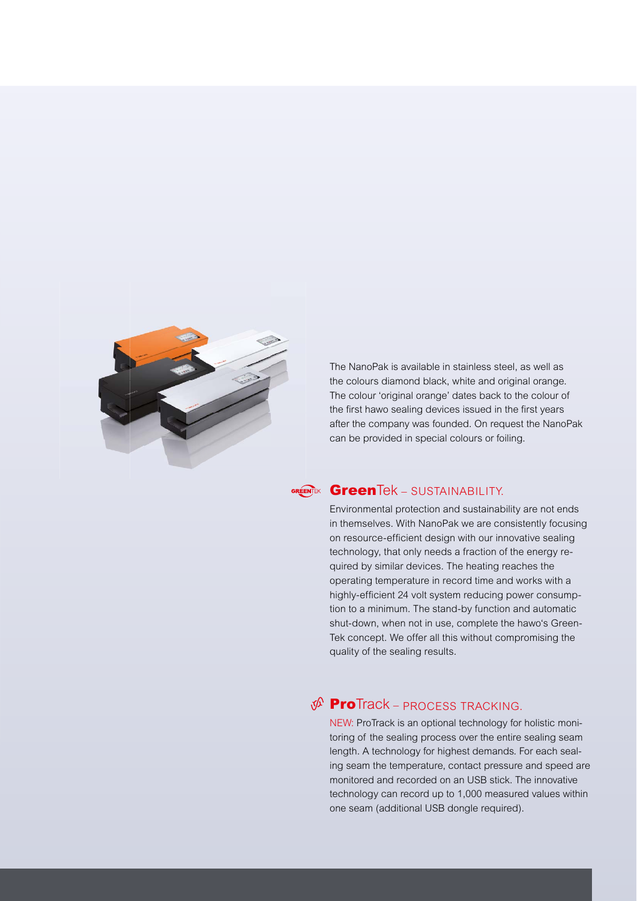The NanoPak is available in stainless steel, as well as the colours diamond black, white and original orange. The colour 'original orange' dates back to the colour of the first hawo sealing devices issued in the first years after the company was founded. On request the NanoPak can be provided in special colours or foiling.

## **Green**Tek – SUSTAINABILITY.

Environmental protection and sustainability are not ends in themselves. With NanoPak we are consistently focusing on resource-efficient design with our innovative sealing technology, that only needs a fraction of the energy required by similar devices. The heating reaches the operating temperature in record time and works with a highly-efficient 24 volt system reducing power consumption to a minimum. The stand-by function and automatic shut-down, when not in use, complete the hawo's GreenTek concept. We offer all this without compromising the quality of the sealing results.

## **Pro**Track – PROCESS TRACKING.

NEW: ProTrack is an optional technology for holistic monitoring of the sealing process over the entire sealing seam length. A technology for highest demands. For each sealing seam the temperature, contact pressure and speed are monitored and recorded on an USB stick. The innovative technology can record up to 1,000 measured values within one seam (additional USB dongle required).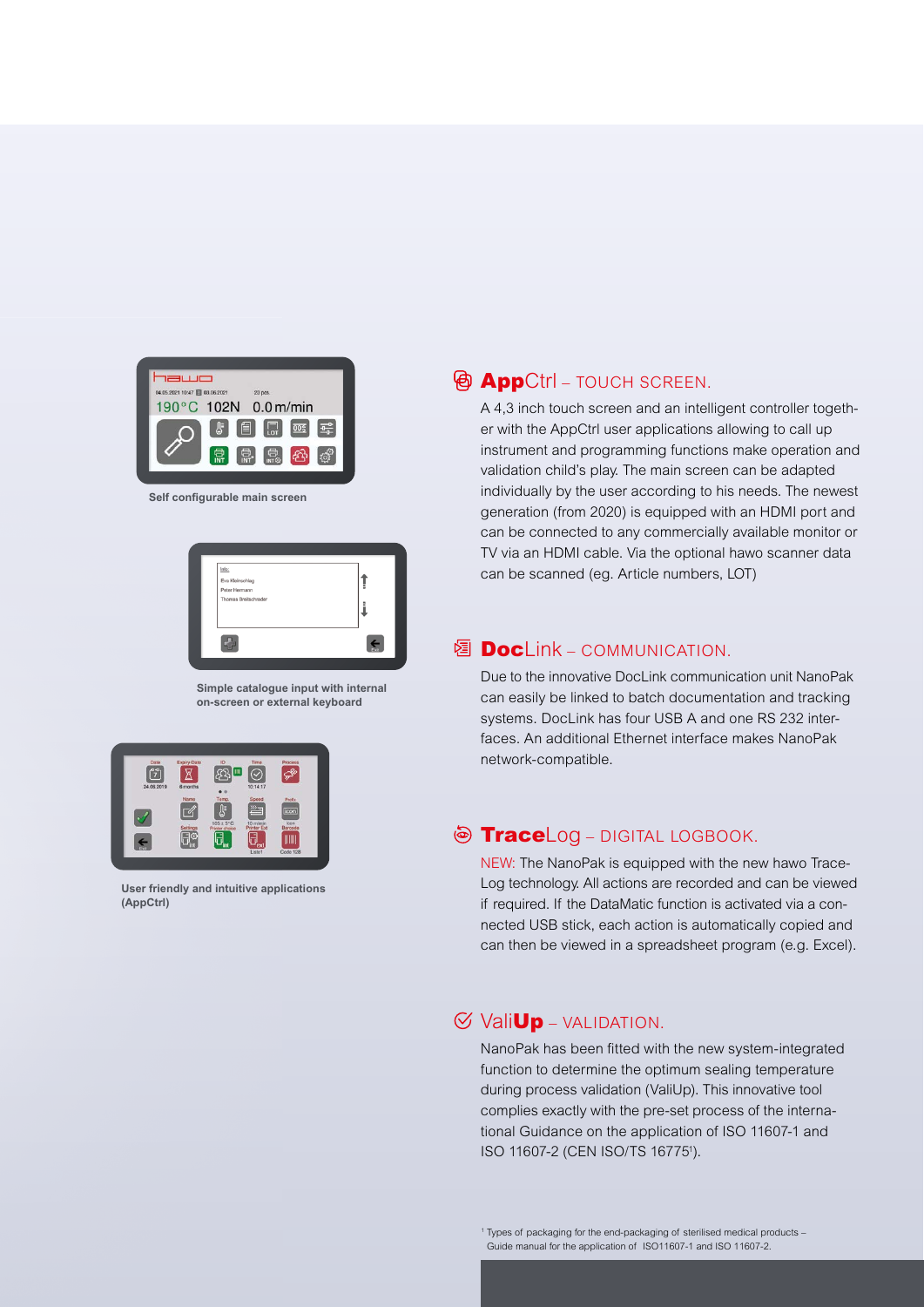Self configurable main screen

Simple catalogue input with internal on-screen or external keyboard

User friendly and intuitive applications (AppCtrl)

## **App**Ctrl – TOUCH SCREEN.

A 4,3 inch touch screen and an intelligent controller together with the AppCtrl user applications allowing to call up instrument and programming functions make operation and validation child's play. The main screen can be adapted individually by the user according to his needs. The newest generation (from 2020) is equipped with an HDMI port and can be connected to any commercially available monitor or TV via an HDMI cable. Via the optional hawo scanner data can be scanned (eg. Article numbers, LOT)

## **Doc**Link – COMMUNICATION.

Due to the innovative DocLink communication unit NanoPak can easily be linked to batch documentation and tracking systems. DocLink has four USB A and one RS 232 interfaces. An additional Ethernet interface makes NanoPak network-compatible.

## **Trace**Log – DIGITAL LOGBOOK.

NEW: The NanoPak is equipped with the new hawo TraceLog technology. All actions are recorded and can be viewed if required. If the DataMatic function is activated via a connected USB stick, each action is automatically copied and can then be viewed in a spreadsheet program (e.g. Excel).

## Vali**Up** – VALIDATION.

NanoPak has been fitted with the new system-integrated function to determine the optimum sealing temperature during process validation (ValiUp). This innovative tool complies exactly with the pre-set process of the international Guidance on the application of ISO 11607-1 and ISO 11607-2 (CEN ISO/TS 16775[1]).

[1] Types of packaging for the end-packaging of sterilised medical products – Guide manual for the application of ISO11607-1 and ISO 11607-2.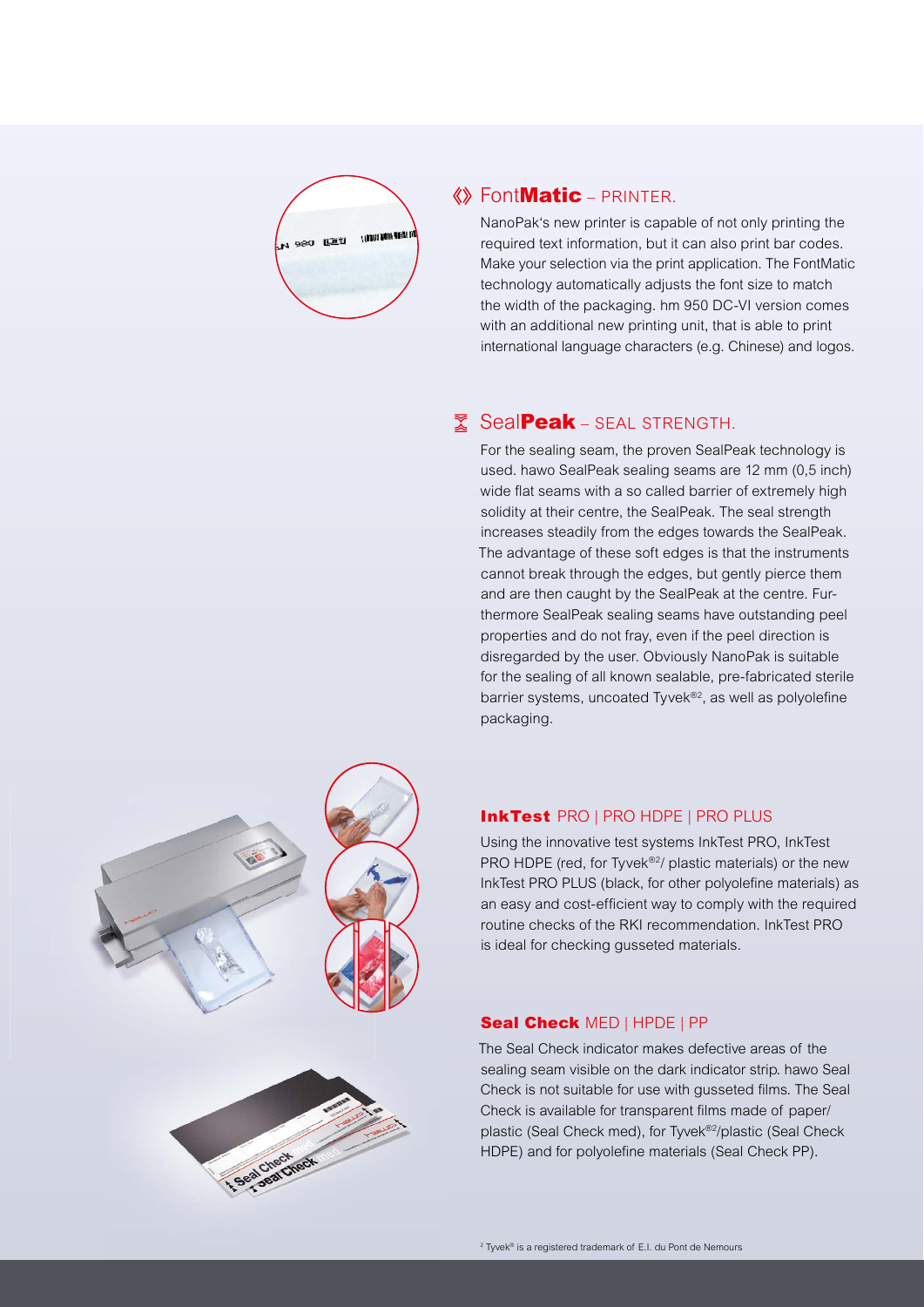## FontMatic – PRINTER.

NanoPak's new printer is capable of not only printing the required text information, but it can also print bar codes. Make your selection via the print application. The FontMatic technology automatically adjusts the font size to match the width of the packaging. hm 950 DC-VI version comes with an additional new printing unit, that is able to print international language characters (e.g. Chinese) and logos.

## SealPeak – SEAL STRENGTH.

For the sealing seam, the proven SealPeak technology is used. hawo SealPeak sealing seams are 12 mm (0,5 inch) wide flat seams with a so called barrier of extremely high solidity at their centre, the SealPeak. The seal strength increases steadily from the edges towards the SealPeak. The advantage of these soft edges is that the instruments cannot break through the edges, but gently pierce them and are then caught by the SealPeak at the centre. Furthermore SealPeak sealing seams have outstanding peel properties and do not fray, even if the peel direction is disregarded by the user. Obviously NanoPak is suitable for the sealing of all known sealable, pre-fabricated sterile barrier systems, uncoated Tyvek®[2], as well as polyolefine packaging.

### InkTest PRO | PRO HDPE | PRO PLUS

Using the innovative test systems InkTest PRO, InkTest PRO HDPE (red, for Tyvek®[2]/ plastic materials) or the new InkTest PRO PLUS (black, for other polyolefine materials) as an easy and cost-efficient way to comply with the required routine checks of the RKI recommendation. InkTest PRO is ideal for checking gusseted materials.

### Seal Check MED | HPDE | PP

The Seal Check indicator makes defective areas of the sealing seam visible on the dark indicator strip. hawo Seal Check is not suitable for use with gusseted films. The Seal Check is available for transparent films made of paper/ plastic (Seal Check med), for Tyvek®[2]/plastic (Seal Check HDPE) and for polyolefine materials (Seal Check PP).

[2] Tyvek® is a registered trademark of E.I. du Pont de Nemours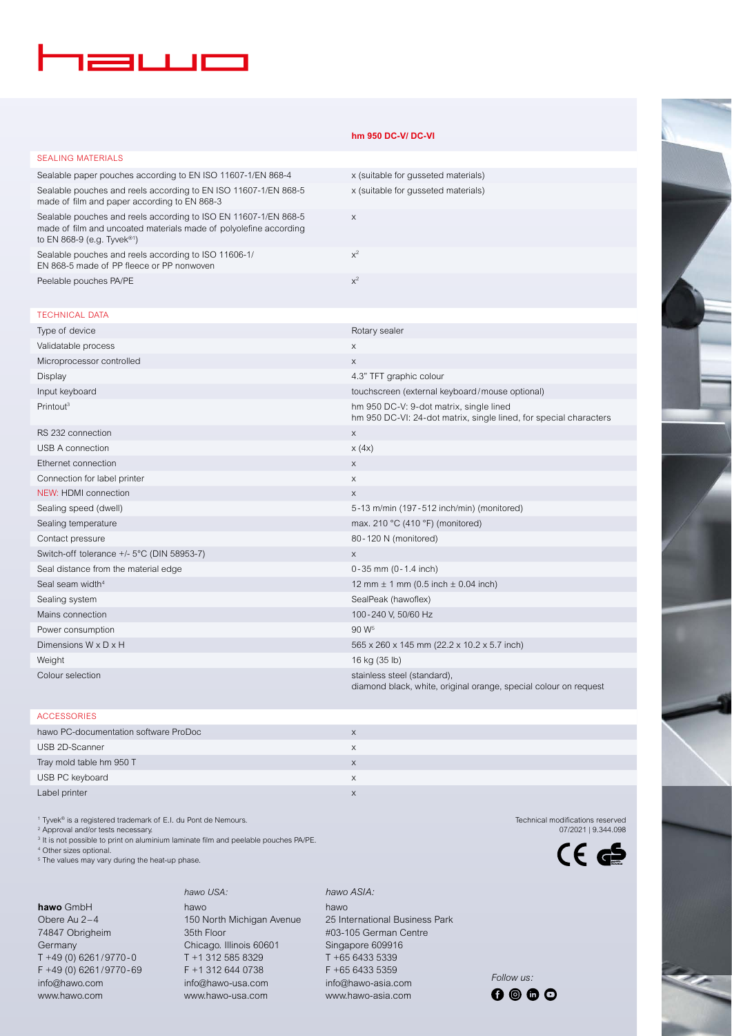hawo

| | hm 950 DC-V/ DC-VI |
|---|---|
| **SEALING MATERIALS** | |
| Sealable paper pouches according to EN ISO 11607-1/EN 868-4 | x (suitable for gusseted materials) |
| Sealable pouches and reels according to EN ISO 11607-1/EN 868-5 made of film and paper according to EN 868-3 | x (suitable for gusseted materials) |
| Sealable pouches and reels according to ISO EN 11607-1/EN 868-5 made of film and uncoated materials made of polyolefine according to EN 868-9 (e.g. Tyvek®[1]) | x |
| Sealable pouches and reels according to ISO 11606-1/ EN 868-5 made of PP fleece or PP nonwoven | x[2] |
| Peelable pouches PA/PE | x[2] |
| **TECHNICAL DATA** | |
| Type of device | Rotary sealer |
| Validatable process | x |
| Microprocessor controlled | x |
| Display | 4.3" TFT graphic colour |
| Input keyboard | touchscreen (external keyboard/mouse optional) |
| Printout[3] | hm 950 DC-V: 9-dot matrix, single lined<br>hm 950 DC-VI: 24-dot matrix, single lined, for special characters |
| RS 232 connection | x |
| USB A connection | x (4x) |
| Ethernet connection | x |
| Connection for label printer | x |
| NEW: HDMI connection | x |
| Sealing speed (dwell) | 5-13 m/min (197-512 inch/min) (monitored) |
| Sealing temperature | max. 210 °C (410 °F) (monitored) |
| Contact pressure | 80-120 N (monitored) |
| Switch-off tolerance +/- 5°C (DIN 58953-7) | x |
| Seal distance from the material edge | 0-35 mm (0-1.4 inch) |
| Seal seam width[4] | 12 mm ± 1 mm (0.5 inch ± 0.04 inch) |
| Sealing system | SealPeak (hawoflex) |
| Mains connection | 100-240 V, 50/60 Hz |
| Power consumption | 90 W[5] |
| Dimensions W x D x H | 565 x 260 x 145 mm (22.2 x 10.2 x 5.7 inch) |
| Weight | 16 kg (35 lb) |
| Colour selection | stainless steel (standard),<br>diamond black, white, original orange, special colour on request |
| **ACCESSORIES** | |
| hawo PC-documentation software ProDoc | x |
| USB 2D-Scanner | x |
| Tray mold table hm 950 T | x |
| USB PC keyboard | x |
| Label printer | x |

[1] Tyvek® is a registered trademark of E.I. du Pont de Nemours.
[2] Approval and/or tests necessary.
[3] It is not possible to print on aluminium laminate film and peelable pouches PA/PE.
[4] Other sizes optional.
[5] The values may vary during the heat-up phase.

Technical modifications reserved
07/2021 | 9.344.098

**hawo** GmbH
Obere Au 2–4
74847 Obrigheim
Germany
T +49 (0) 6261/9770-0
F +49 (0) 6261/9770-69
info@hawo.com
www.hawo.com

*hawo USA:*
hawo
150 North Michigan Avenue
35th Floor
Chicago. Illinois 60601
T +1 312 585 8329
F +1 312 644 0738
info@hawo-usa.com
www.hawo-usa.com

*hawo ASIA:*
hawo
25 International Business Park
#03-105 German Centre
Singapore 609916
T +65 6433 5339
F +65 6433 5359
info@hawo-asia.com
www.hawo-asia.com

*Follow us:*